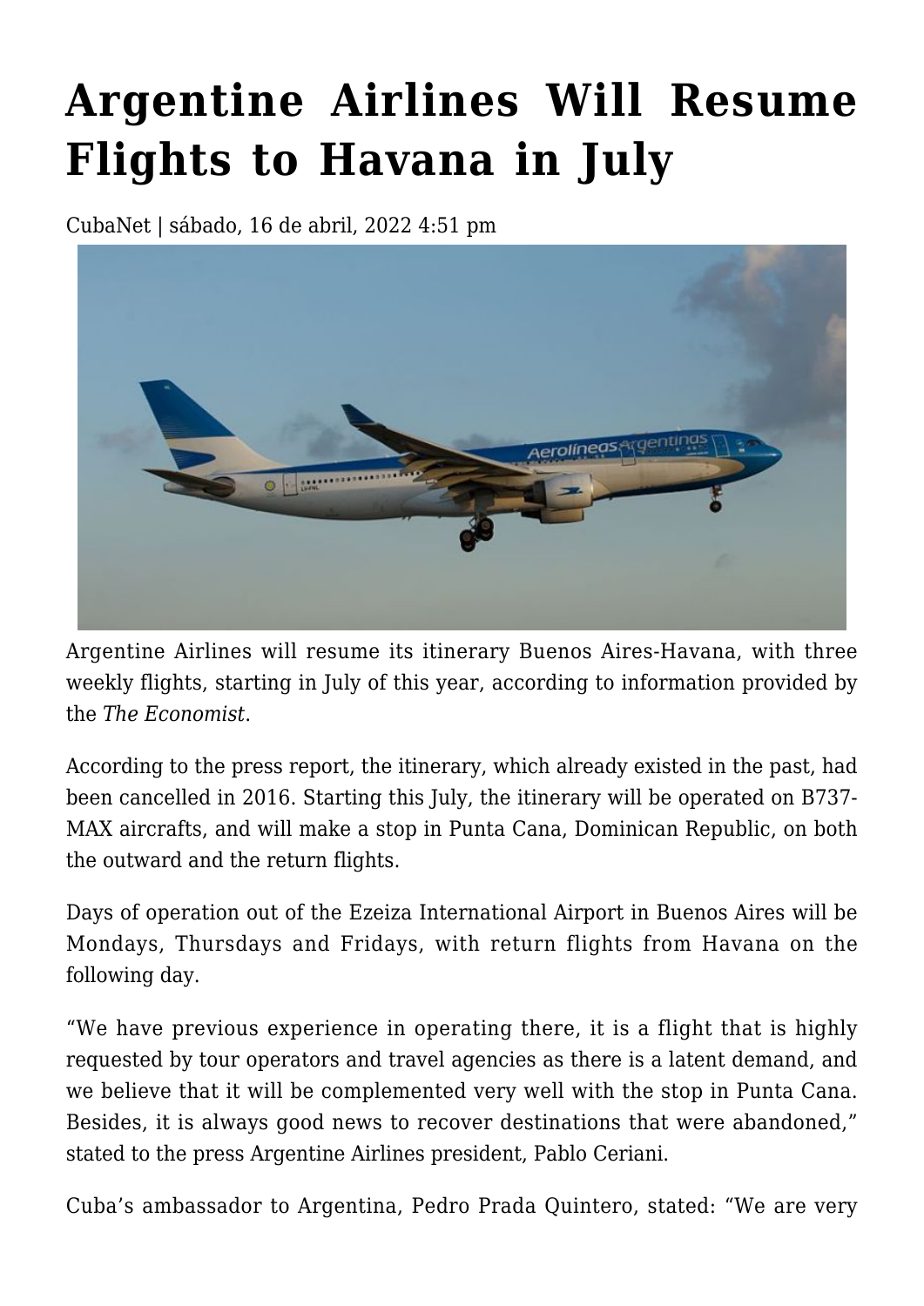# Argentine Airlines Will Resume Flights to Havana in July

CubaNet | sábado, 16 de abril, 2022 4:51 pm

Argentine Airlines will resume its itinerary Buenos Aires-Havana, with three weekly flights, starting in July of this year, according to information provided by the *The Economist*.

According to the press report, the itinerary, which already existed in the past, had been cancelled in 2016. Starting this July, the itinerary will be operated on B737-MAX aircrafts, and will make a stop in Punta Cana, Dominican Republic, on both the outward and the return flights.

Days of operation out of the Ezeiza International Airport in Buenos Aires will be Mondays, Thursdays and Fridays, with return flights from Havana on the following day.

"We have previous experience in operating there, it is a flight that is highly requested by tour operators and travel agencies as there is a latent demand, and we believe that it will be complemented very well with the stop in Punta Cana. Besides, it is always good news to recover destinations that were abandoned," stated to the press Argentine Airlines president, Pablo Ceriani.

Cuba's ambassador to Argentina, Pedro Prada Quintero, stated: "We are very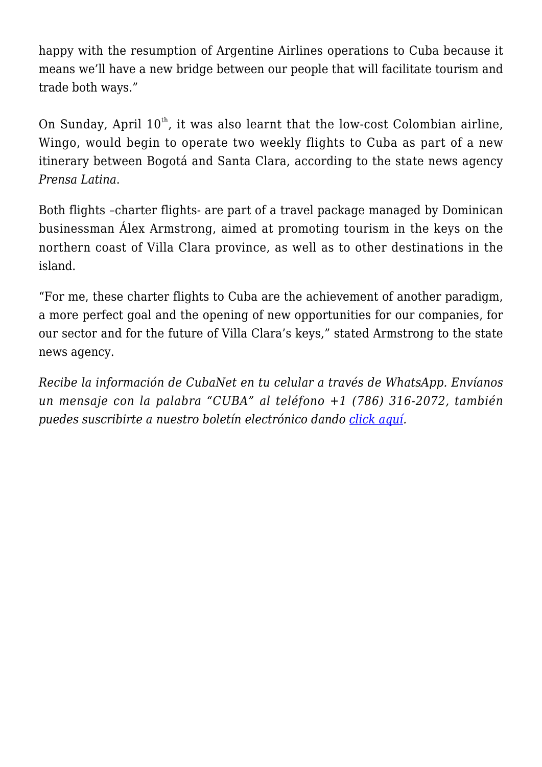happy with the resumption of Argentine Airlines operations to Cuba because it means we'll have a new bridge between our people that will facilitate tourism and trade both ways."

On Sunday, April 10$^{th}$, it was also learnt that the low-cost Colombian airline, Wingo, would begin to operate two weekly flights to Cuba as part of a new itinerary between Bogotá and Santa Clara, according to the state news agency *Prensa Latina*.

Both flights –charter flights- are part of a travel package managed by Dominican businessman Álex Armstrong, aimed at promoting tourism in the keys on the northern coast of Villa Clara province, as well as to other destinations in the island.

"For me, these charter flights to Cuba are the achievement of another paradigm, a more perfect goal and the opening of new opportunities for our companies, for our sector and for the future of Villa Clara's keys," stated Armstrong to the state news agency.

*Recibe la información de CubaNet en tu celular a través de WhatsApp. Envíanos un mensaje con la palabra "CUBA" al teléfono +1 (786) 316-2072, también puedes suscribirte a nuestro boletín electrónico dando click aquí.*